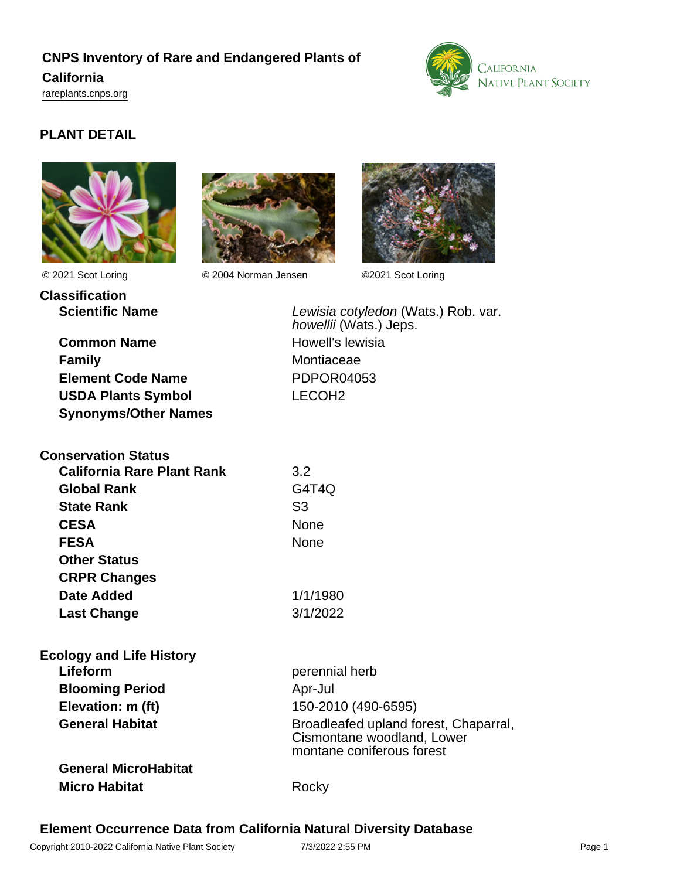# CNPS Inventory of Rare and Endangered Plants of California

rareplants.cnps.org

## PLANT DETAIL

© 2021 Scot Loring © 2004 Norman Jensen ©2021 Scot Loring

### Classification

| | |
|---|---|
| **Scientific Name** | *Lewisia cotyledon* (Wats.) Rob. var. *howellii* (Wats.) Jeps. |
| **Common Name** | Howell's lewisia |
| **Family** | Montiaceae |
| **Element Code Name** | PDPOR04053 |
| **USDA Plants Symbol** | LECOH2 |
| **Synonyms/Other Names** | |

### Conservation Status

| | |
|---|---|
| **California Rare Plant Rank** | 3.2 |
| **Global Rank** | G4T4Q |
| **State Rank** | S3 |
| **CESA** | None |
| **FESA** | None |
| **Other Status** | |
| **CRPR Changes** | |
| **Date Added** | 1/1/1980 |
| **Last Change** | 3/1/2022 |

### Ecology and Life History

| | |
|---|---|
| **Lifeform** | perennial herb |
| **Blooming Period** | Apr-Jul |
| **Elevation: m (ft)** | 150-2010 (490-6595) |
| **General Habitat** | Broadleafed upland forest, Chaparral, Cismontane woodland, Lower montane coniferous forest |
| **General MicroHabitat** | |
| **Micro Habitat** | Rocky |

### Element Occurrence Data from California Natural Diversity Database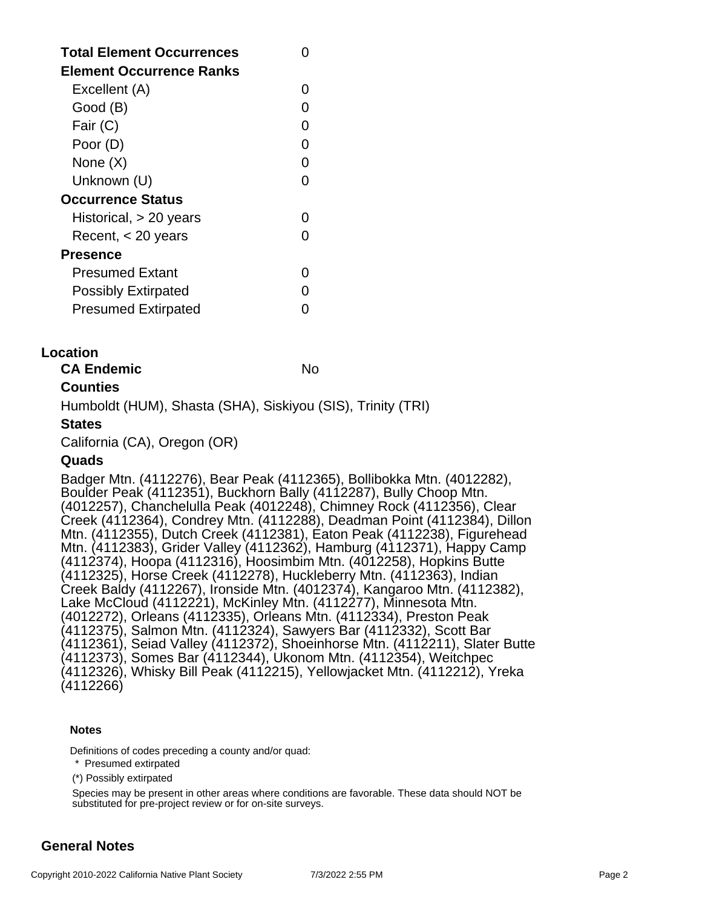| **Total Element Occurrences** | 0 |
| --- | --- |
| **Element Occurrence Ranks** | |
| Excellent (A) | 0 |
| Good (B) | 0 |
| Fair (C) | 0 |
| Poor (D) | 0 |
| None (X) | 0 |
| Unknown (U) | 0 |
| **Occurrence Status** | |
| Historical, > 20 years | 0 |
| Recent, < 20 years | 0 |
| **Presence** | |
| Presumed Extant | 0 |
| Possibly Extirpated | 0 |
| Presumed Extirpated | 0 |

## Location

**CA Endemic** No

### Counties

Humboldt (HUM), Shasta (SHA), Siskiyou (SIS), Trinity (TRI)

### States

California (CA), Oregon (OR)

### Quads

Badger Mtn. (4112276), Bear Peak (4112365), Bollibokka Mtn. (4012282), Boulder Peak (4112351), Buckhorn Bally (4112287), Bully Choop Mtn. (4012257), Chanchelulla Peak (4012248), Chimney Rock (4112356), Clear Creek (4112364), Condrey Mtn. (4112288), Deadman Point (4112384), Dillon Mtn. (4112355), Dutch Creek (4112381), Eaton Peak (4112238), Figurehead Mtn. (4112383), Grider Valley (4112362), Hamburg (4112371), Happy Camp (4112374), Hoopa (4112316), Hoosimbim Mtn. (4012258), Hopkins Butte (4112325), Horse Creek (4112278), Huckleberry Mtn. (4112363), Indian Creek Baldy (4112267), Ironside Mtn. (4012374), Kangaroo Mtn. (4112382), Lake McCloud (4112221), McKinley Mtn. (4112277), Minnesota Mtn. (4012272), Orleans (4112335), Orleans Mtn. (4112334), Preston Peak (4112375), Salmon Mtn. (4112324), Sawyers Bar (4112332), Scott Bar (4112361), Seiad Valley (4112372), Shoeinhorse Mtn. (4112211), Slater Butte (4112373), Somes Bar (4112344), Ukonom Mtn. (4112354), Weitchpec (4112326), Whisky Bill Peak (4112215), Yellowjacket Mtn. (4112212), Yreka (4112266)

#### Notes

Definitions of codes preceding a county and/or quad:

\* Presumed extirpated

(*) Possibly extirpated

Species may be present in other areas where conditions are favorable. These data should NOT be substituted for pre-project review or for on-site surveys.

## General Notes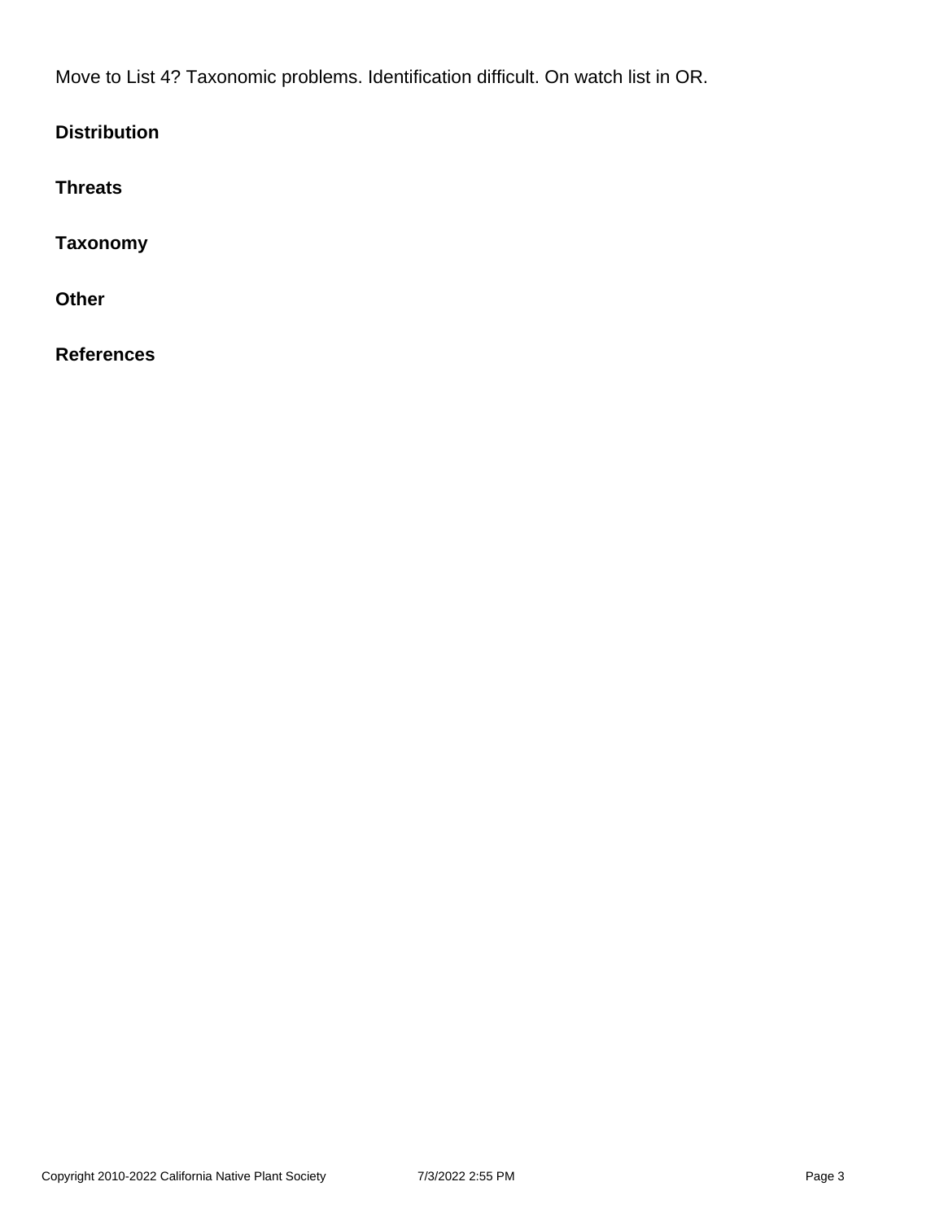Move to List 4? Taxonomic problems. Identification difficult. On watch list in OR.

**Distribution**

**Threats**

**Taxonomy**

**Other**

**References**